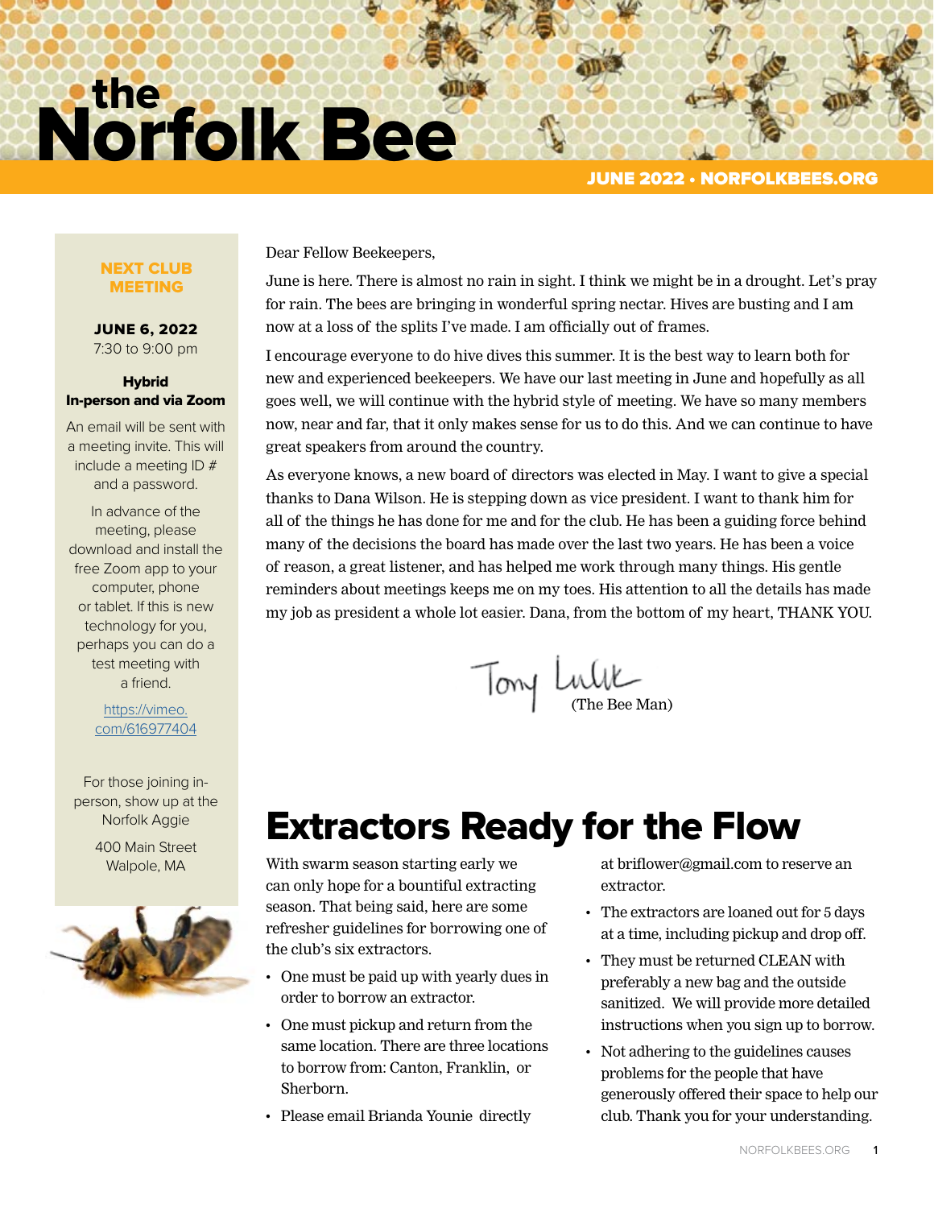# the Norfolk Bee

JUNE 2022 • NORFOLKBEES.ORG

**NEXT CLUB MEETING**

**JUNE 6, 2022**
7:30 to 9:00 pm

**Hybrid**
**In-person and via Zoom**

An email will be sent with a meeting invite. This will include a meeting ID # and a password.

In advance of the meeting, please download and install the free Zoom app to your computer, phone or tablet. If this is new technology for you, perhaps you can do a test meeting with a friend.

https://vimeo.com/616977404

For those joining in-person, show up at the Norfolk Aggie

400 Main Street
Walpole, MA

Dear Fellow Beekeepers,

June is here. There is almost no rain in sight. I think we might be in a drought. Let's pray for rain. The bees are bringing in wonderful spring nectar. Hives are busting and I am now at a loss of the splits I've made. I am officially out of frames.

I encourage everyone to do hive dives this summer. It is the best way to learn both for new and experienced beekeepers. We have our last meeting in June and hopefully as all goes well, we will continue with the hybrid style of meeting. We have so many members now, near and far, that it only makes sense for us to do this. And we can continue to have great speakers from around the country.

As everyone knows, a new board of directors was elected in May. I want to give a special thanks to Dana Wilson. He is stepping down as vice president. I want to thank him for all of the things he has done for me and for the club. He has been a guiding force behind many of the decisions the board has made over the last two years. He has been a voice of reason, a great listener, and has helped me work through many things. His gentle reminders about meetings keeps me on my toes. His attention to all the details has made my job as president a whole lot easier. Dana, from the bottom of my heart, THANK YOU.

Tony Lulek (The Bee Man)

## Extractors Ready for the Flow

With swarm season starting early we can only hope for a bountiful extracting season. That being said, here are some refresher guidelines for borrowing one of the club's six extractors.

- One must be paid up with yearly dues in order to borrow an extractor.
- One must pickup and return from the same location. There are three locations to borrow from: Canton, Franklin, or Sherborn.
- Please email Brianda Younie directly at briflower@gmail.com to reserve an extractor.
- The extractors are loaned out for 5 days at a time, including pickup and drop off.
- They must be returned CLEAN with preferably a new bag and the outside sanitized. We will provide more detailed instructions when you sign up to borrow.
- Not adhering to the guidelines causes problems for the people that have generously offered their space to help our club. Thank you for your understanding.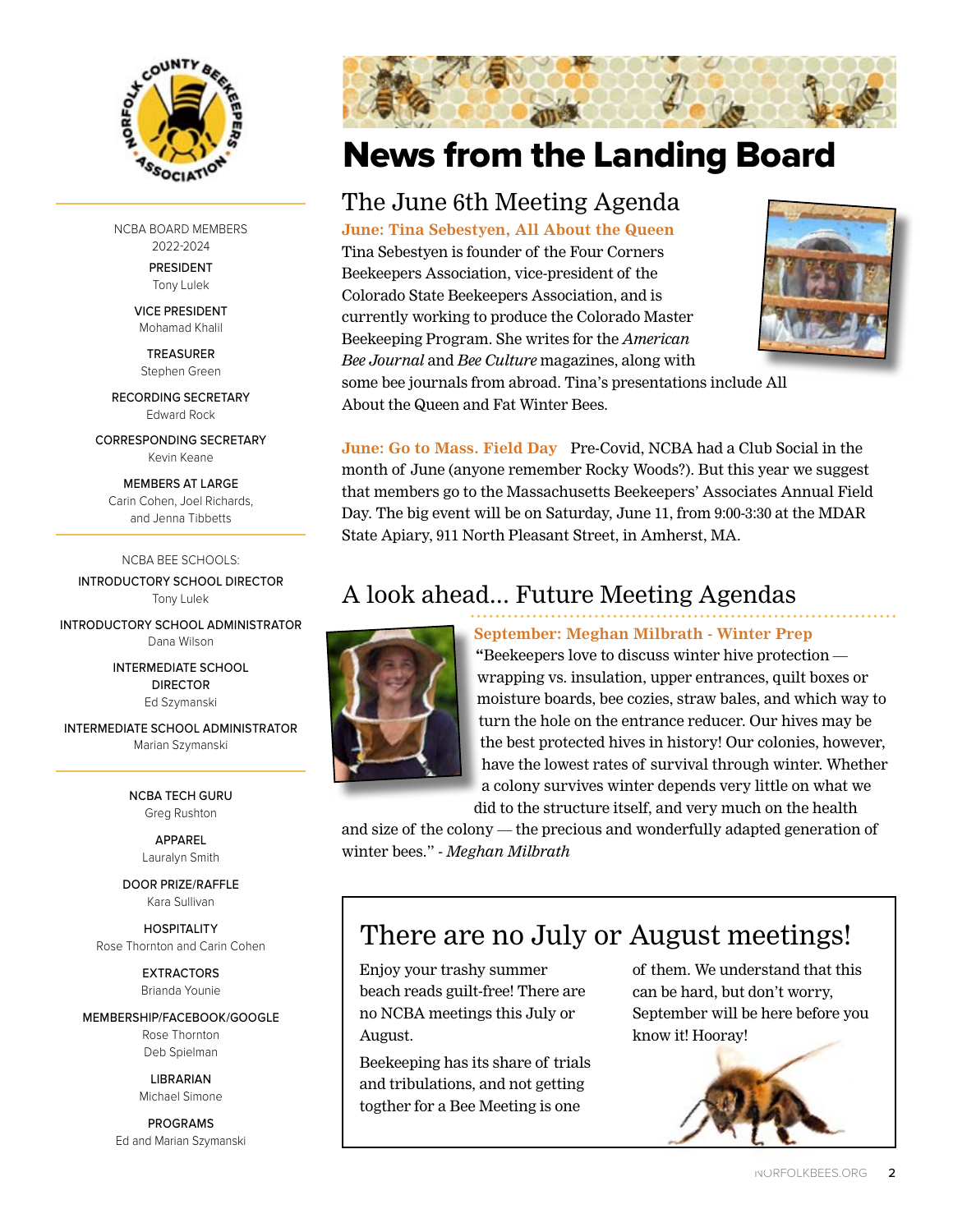# News from the Landing Board

## The June 6th Meeting Agenda

**June: Tina Sebestyen, All About the Queen**

Tina Sebestyen is founder of the Four Corners Beekeepers Association, vice-president of the Colorado State Beekeepers Association, and is currently working to produce the Colorado Master Beekeeping Program. She writes for the *American Bee Journal* and *Bee Culture* magazines, along with some bee journals from abroad. Tina's presentations include All About the Queen and Fat Winter Bees.

**June: Go to Mass. Field Day** Pre-Covid, NCBA had a Club Social in the month of June (anyone remember Rocky Woods?). But this year we suggest that members go to the Massachusetts Beekeepers' Associates Annual Field Day. The big event will be on Saturday, June 11, from 9:00-3:30 at the MDAR State Apiary, 911 North Pleasant Street, in Amherst, MA.

## A look ahead... Future Meeting Agendas

**September: Meghan Milbrath - Winter Prep**

"Beekeepers love to discuss winter hive protection — wrapping vs. insulation, upper entrances, quilt boxes or moisture boards, bee cozies, straw bales, and which way to turn the hole on the entrance reducer. Our hives may be the best protected hives in history! Our colonies, however, have the lowest rates of survival through winter. Whether a colony survives winter depends very little on what we did to the structure itself, and very much on the health and size of the colony — the precious and wonderfully adapted generation of winter bees." - *Meghan Milbrath*

## There are no July or August meetings!

Enjoy your trashy summer beach reads guilt-free! There are no NCBA meetings this July or August.

Beekeeping has its share of trials and tribulations, and not getting togther for a Bee Meeting is one of them. We understand that this can be hard, but don't worry, September will be here before you know it! Hooray!

---

NCBA BOARD MEMBERS
2022-2024

PRESIDENT
Tony Lulek

VICE PRESIDENT
Mohamad Khalil

TREASURER
Stephen Green

RECORDING SECRETARY
Edward Rock

CORRESPONDING SECRETARY
Kevin Keane

MEMBERS AT LARGE
Carin Cohen, Joel Richards, and Jenna Tibbetts

NCBA BEE SCHOOLS:

INTRODUCTORY SCHOOL DIRECTOR
Tony Lulek

INTRODUCTORY SCHOOL ADMINISTRATOR
Dana Wilson

INTERMEDIATE SCHOOL DIRECTOR
Ed Szymanski

INTERMEDIATE SCHOOL ADMINISTRATOR
Marian Szymanski

NCBA TECH GURU
Greg Rushton

APPAREL
Lauralyn Smith

DOOR PRIZE/RAFFLE
Kara Sullivan

HOSPITALITY
Rose Thornton and Carin Cohen

EXTRACTORS
Brianda Younie

MEMBERSHIP/FACEBOOK/GOOGLE
Rose Thornton
Deb Spielman

LIBRARIAN
Michael Simone

PROGRAMS
Ed and Marian Szymanski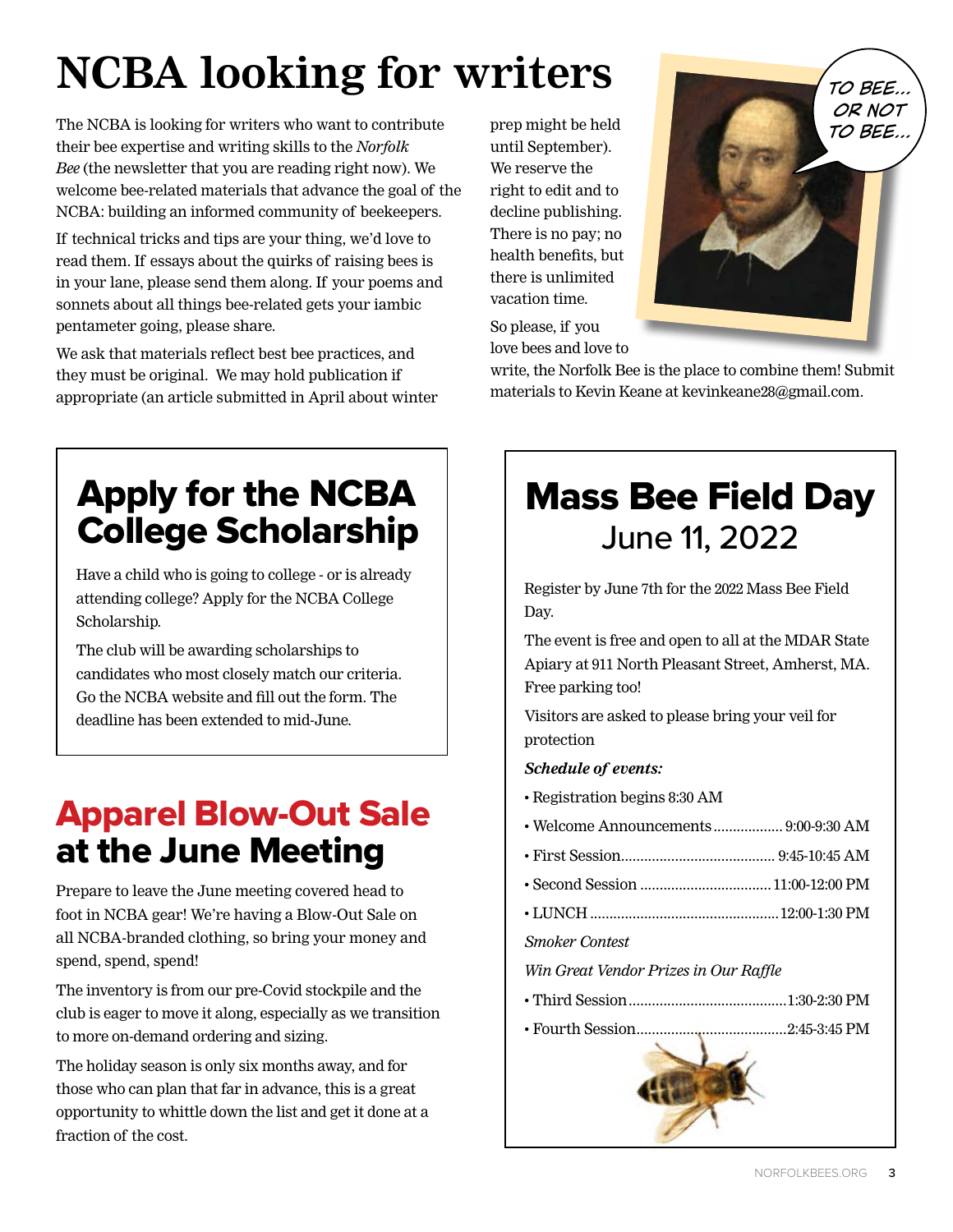# NCBA looking for writers

The NCBA is looking for writers who want to contribute their bee expertise and writing skills to the *Norfolk Bee* (the newsletter that you are reading right now). We welcome bee-related materials that advance the goal of the NCBA: building an informed community of beekeepers.

If technical tricks and tips are your thing, we'd love to read them. If essays about the quirks of raising bees is in your lane, please send them along. If your poems and sonnets about all things bee-related gets your iambic pentameter going, please share.

We ask that materials reflect best bee practices, and they must be original. We may hold publication if appropriate (an article submitted in April about winter prep might be held until September). We reserve the right to edit and to decline publishing. There is no pay; no health benefits, but there is unlimited vacation time.

So please, if you love bees and love to write, the Norfolk Bee is the place to combine them! Submit materials to Kevin Keane at kevinkeane28@gmail.com.

## Apply for the NCBA College Scholarship

Have a child who is going to college - or is already attending college? Apply for the NCBA College Scholarship.

The club will be awarding scholarships to candidates who most closely match our criteria. Go the NCBA website and fill out the form. The deadline has been extended to mid-June.

## Apparel Blow-Out Sale at the June Meeting

Prepare to leave the June meeting covered head to foot in NCBA gear! We're having a Blow-Out Sale on all NCBA-branded clothing, so bring your money and spend, spend, spend!

The inventory is from our pre-Covid stockpile and the club is eager to move it along, especially as we transition to more on-demand ordering and sizing.

The holiday season is only six months away, and for those who can plan that far in advance, this is a great opportunity to whittle down the list and get it done at a fraction of the cost.

## Mass Bee Field Day
### June 11, 2022

Register by June 7th for the 2022 Mass Bee Field Day.

The event is free and open to all at the MDAR State Apiary at 911 North Pleasant Street, Amherst, MA. Free parking too!

Visitors are asked to please bring your veil for protection

***Schedule of events:***

- Registration begins 8:30 AM
- Welcome Announcements .................. 9:00-9:30 AM
- First Session .................. 9:45-10:45 AM
- Second Session .................. 11:00-12:00 PM
- LUNCH .................. 12:00-1:30 PM

*Smoker Contest*

*Win Great Vendor Prizes in Our Raffle*

- Third Session .................. 1:30-2:30 PM
- Fourth Session .................. 2:45-3:45 PM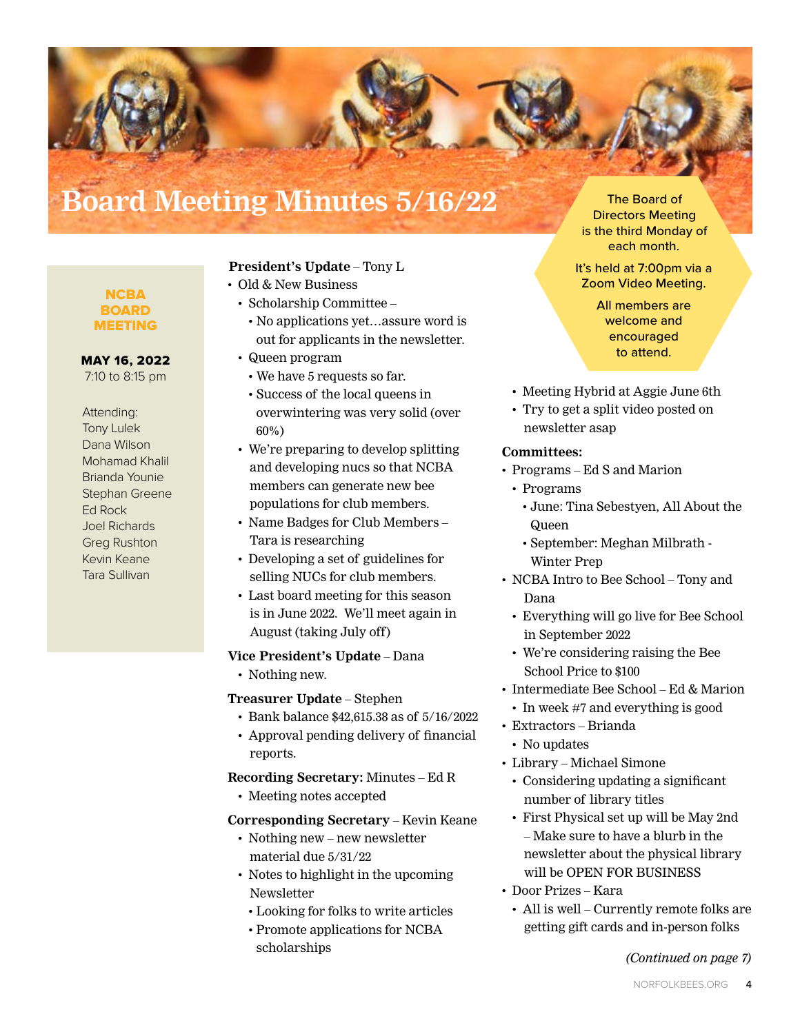# Board Meeting Minutes 5/16/22

**NCBA BOARD MEETING**

**MAY 16, 2022**
7:10 to 8:15 pm

Attending:
Tony Lulek
Dana Wilson
Mohamad Khalil
Brianda Younie
Stephan Greene
Ed Rock
Joel Richards
Greg Rushton
Kevin Keane
Tara Sullivan

The Board of Directors Meeting is the third Monday of each month.

It's held at 7:00pm via a Zoom Video Meeting.

All members are welcome and encouraged to attend.

**President's Update** – Tony L

- Old & New Business
  - Scholarship Committee –
    - No applications yet…assure word is out for applicants in the newsletter.
  - Queen program
    - We have 5 requests so far.
    - Success of the local queens in overwintering was very solid (over 60%)
  - We're preparing to develop splitting and developing nucs so that NCBA members can generate new bee populations for club members.
  - Name Badges for Club Members – Tara is researching
  - Developing a set of guidelines for selling NUCs for club members.
  - Last board meeting for this season is in June 2022. We'll meet again in August (taking July off)

**Vice President's Update** – Dana

- Nothing new.

**Treasurer Update** – Stephen

- Bank balance $42,615.38 as of 5/16/2022
- Approval pending delivery of financial reports.

**Recording Secretary:** Minutes – Ed R

- Meeting notes accepted

**Corresponding Secretary** – Kevin Keane

- Nothing new – new newsletter material due 5/31/22
- Notes to highlight in the upcoming Newsletter
  - Looking for folks to write articles
  - Promote applications for NCBA scholarships
- Meeting Hybrid at Aggie June 6th
- Try to get a split video posted on newsletter asap

**Committees:**

- Programs – Ed S and Marion
  - Programs
    - June: Tina Sebestyen, All About the Queen
    - September: Meghan Milbrath - Winter Prep
- NCBA Intro to Bee School – Tony and Dana
  - Everything will go live for Bee School in September 2022
  - We're considering raising the Bee School Price to $100
- Intermediate Bee School – Ed & Marion
  - In week #7 and everything is good
- Extractors – Brianda
  - No updates
- Library – Michael Simone
  - Considering updating a significant number of library titles
  - First Physical set up will be May 2nd – Make sure to have a blurb in the newsletter about the physical library will be OPEN FOR BUSINESS
- Door Prizes – Kara
  - All is well – Currently remote folks are getting gift cards and in-person folks

*(Continued on page 7)*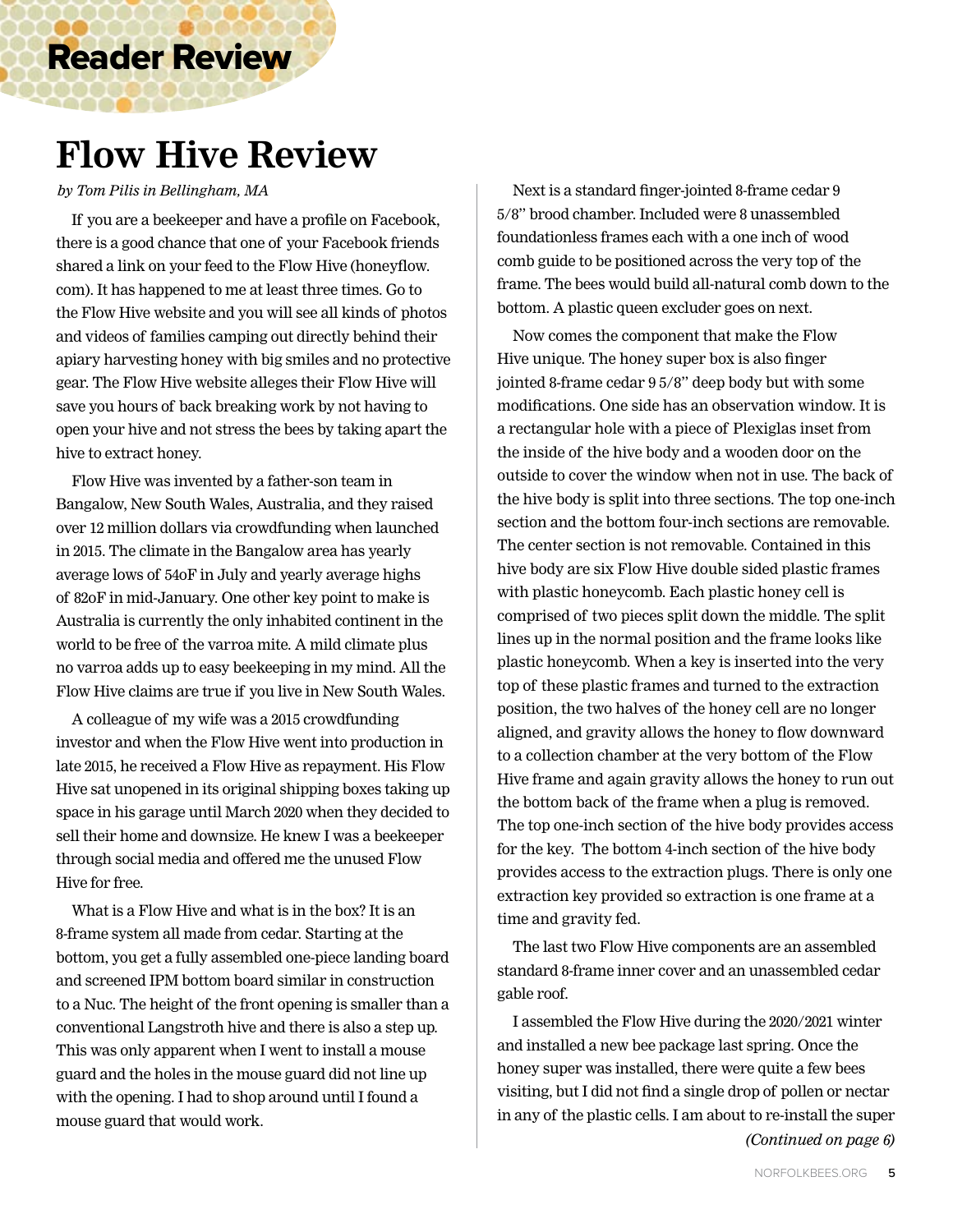Reader Review

# Flow Hive Review

*by Tom Pilis in Bellingham, MA*

If you are a beekeeper and have a profile on Facebook, there is a good chance that one of your Facebook friends shared a link on your feed to the Flow Hive (honeyflow.com). It has happened to me at least three times. Go to the Flow Hive website and you will see all kinds of photos and videos of families camping out directly behind their apiary harvesting honey with big smiles and no protective gear. The Flow Hive website alleges their Flow Hive will save you hours of back breaking work by not having to open your hive and not stress the bees by taking apart the hive to extract honey.

Flow Hive was invented by a father-son team in Bangalow, New South Wales, Australia, and they raised over 12 million dollars via crowdfunding when launched in 2015. The climate in the Bangalow area has yearly average lows of 54oF in July and yearly average highs of 82oF in mid-January. One other key point to make is Australia is currently the only inhabited continent in the world to be free of the varroa mite. A mild climate plus no varroa adds up to easy beekeeping in my mind. All the Flow Hive claims are true if you live in New South Wales.

A colleague of my wife was a 2015 crowdfunding investor and when the Flow Hive went into production in late 2015, he received a Flow Hive as repayment. His Flow Hive sat unopened in its original shipping boxes taking up space in his garage until March 2020 when they decided to sell their home and downsize. He knew I was a beekeeper through social media and offered me the unused Flow Hive for free.

What is a Flow Hive and what is in the box? It is an 8-frame system all made from cedar. Starting at the bottom, you get a fully assembled one-piece landing board and screened IPM bottom board similar in construction to a Nuc. The height of the front opening is smaller than a conventional Langstroth hive and there is also a step up. This was only apparent when I went to install a mouse guard and the holes in the mouse guard did not line up with the opening. I had to shop around until I found a mouse guard that would work.

Next is a standard finger-jointed 8-frame cedar 9 5/8" brood chamber. Included were 8 unassembled foundationless frames each with a one inch of wood comb guide to be positioned across the very top of the frame. The bees would build all-natural comb down to the bottom. A plastic queen excluder goes on next.

Now comes the component that make the Flow Hive unique. The honey super box is also finger jointed 8-frame cedar 9 5/8" deep body but with some modifications. One side has an observation window. It is a rectangular hole with a piece of Plexiglas inset from the inside of the hive body and a wooden door on the outside to cover the window when not in use. The back of the hive body is split into three sections. The top one-inch section and the bottom four-inch sections are removable. The center section is not removable. Contained in this hive body are six Flow Hive double sided plastic frames with plastic honeycomb. Each plastic honey cell is comprised of two pieces split down the middle. The split lines up in the normal position and the frame looks like plastic honeycomb. When a key is inserted into the very top of these plastic frames and turned to the extraction position, the two halves of the honey cell are no longer aligned, and gravity allows the honey to flow downward to a collection chamber at the very bottom of the Flow Hive frame and again gravity allows the honey to run out the bottom back of the frame when a plug is removed. The top one-inch section of the hive body provides access for the key. The bottom 4-inch section of the hive body provides access to the extraction plugs. There is only one extraction key provided so extraction is one frame at a time and gravity fed.

The last two Flow Hive components are an assembled standard 8-frame inner cover and an unassembled cedar gable roof.

I assembled the Flow Hive during the 2020/2021 winter and installed a new bee package last spring. Once the honey super was installed, there were quite a few bees visiting, but I did not find a single drop of pollen or nectar in any of the plastic cells. I am about to re-install the super

*(Continued on page 6)*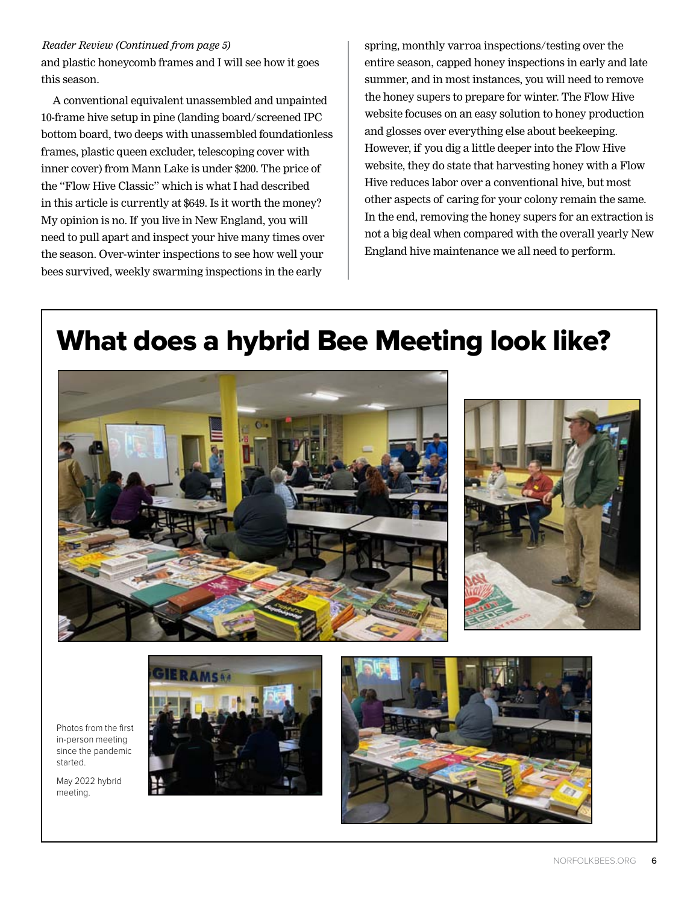*Reader Review (Continued from page 5)*
and plastic honeycomb frames and I will see how it goes this season.

A conventional equivalent unassembled and unpainted 10-frame hive setup in pine (landing board/screened IPC bottom board, two deeps with unassembled foundationless frames, plastic queen excluder, telescoping cover with inner cover) from Mann Lake is under $200. The price of the "Flow Hive Classic" which is what I had described in this article is currently at $649. Is it worth the money? My opinion is no. If you live in New England, you will need to pull apart and inspect your hive many times over the season. Over-winter inspections to see how well your bees survived, weekly swarming inspections in the early spring, monthly varroa inspections/testing over the entire season, capped honey inspections in early and late summer, and in most instances, you will need to remove the honey supers to prepare for winter. The Flow Hive website focuses on an easy solution to honey production and glosses over everything else about beekeeping. However, if you dig a little deeper into the Flow Hive website, they do state that harvesting honey with a Flow Hive reduces labor over a conventional hive, but most other aspects of caring for your colony remain the same. In the end, removing the honey supers for an extraction is not a big deal when compared with the overall yearly New England hive maintenance we all need to perform.

# What does a hybrid Bee Meeting look like?

Photos from the first in-person meeting since the pandemic started.

May 2022 hybrid meeting.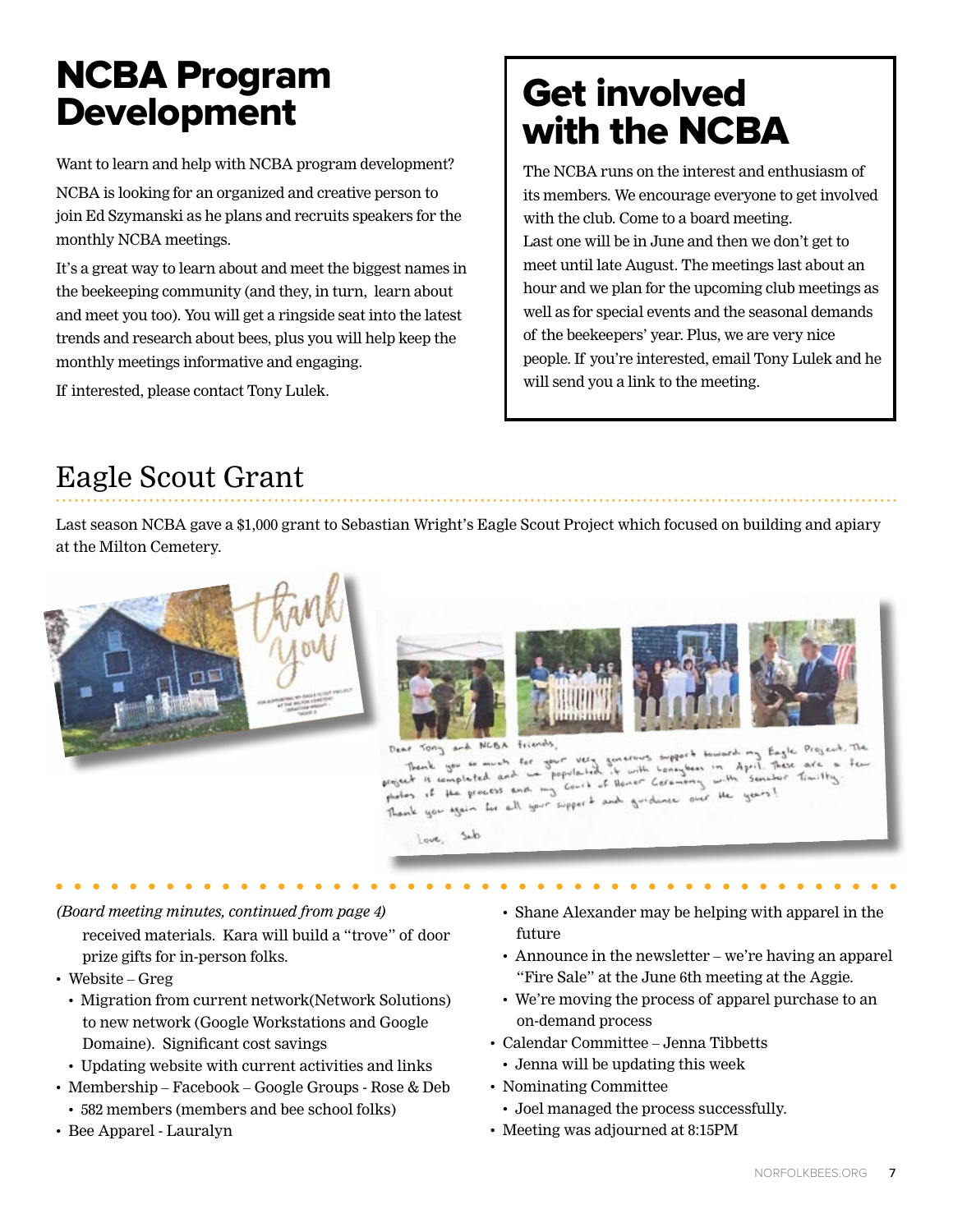# NCBA Program Development

Want to learn and help with NCBA program development?

NCBA is looking for an organized and creative person to join Ed Szymanski as he plans and recruits speakers for the monthly NCBA meetings.

It's a great way to learn about and meet the biggest names in the beekeeping community (and they, in turn, learn about and meet you too). You will get a ringside seat into the latest trends and research about bees, plus you will help keep the monthly meetings informative and engaging.

If interested, please contact Tony Lulek.

# Get involved with the NCBA

The NCBA runs on the interest and enthusiasm of its members. We encourage everyone to get involved with the club. Come to a board meeting.
Last one will be in June and then we don't get to meet until late August. The meetings last about an hour and we plan for the upcoming club meetings as well as for special events and the seasonal demands of the beekeepers' year. Plus, we are very nice people. If you're interested, email Tony Lulek and he will send you a link to the meeting.

## Eagle Scout Grant

Last season NCBA gave a $1,000 grant to Sebastian Wright's Eagle Scout Project which focused on building and apiary at the Milton Cemetery.

thank you

Dear Tony and NCBA friends,
Thank you so much for your very generous support toward my Eagle Project. The project is completed and we populated it with honeybees in April. There are a few photos of the process and my Court of Honor Ceremony with Senator Timilty.
Thank you again for all your support and guidance over the years!

Love, Seb

*(Board meeting minutes, continued from page 4)*

received materials. Kara will build a "trove" of door prize gifts for in-person folks.

- Website – Greg
  - Migration from current network(Network Solutions) to new network (Google Workstations and Google Domaine). Significant cost savings
  - Updating website with current activities and links
- Membership – Facebook – Google Groups - Rose & Deb
  - 582 members (members and bee school folks)
- Bee Apparel - Lauralyn
  - Shane Alexander may be helping with apparel in the future
  - Announce in the newsletter – we're having an apparel "Fire Sale" at the June 6th meeting at the Aggie.
  - We're moving the process of apparel purchase to an on-demand process
- Calendar Committee – Jenna Tibbetts
  - Jenna will be updating this week
- Nominating Committee
  - Joel managed the process successfully.
- Meeting was adjourned at 8:15PM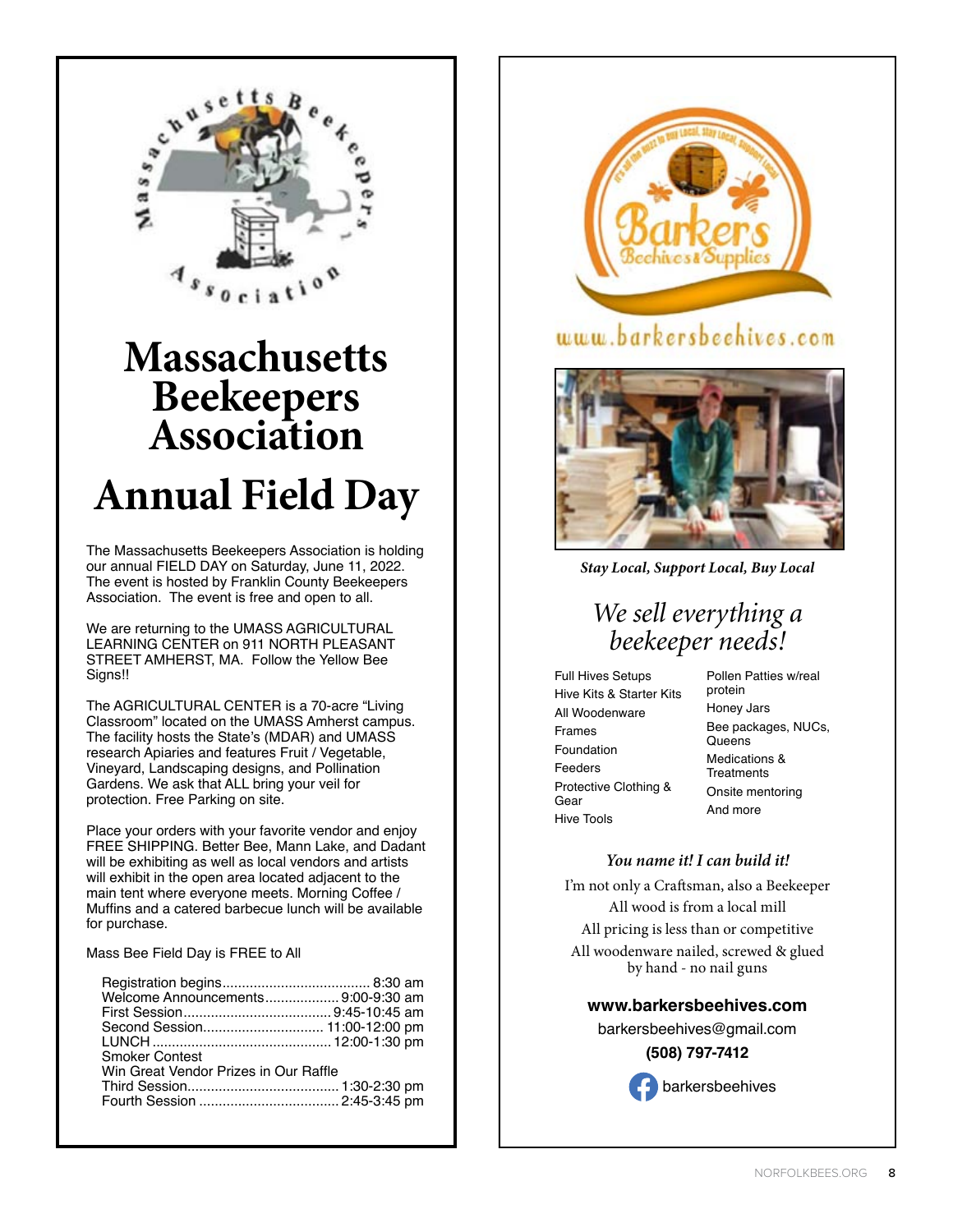# Massachusetts Beekeepers Association

## Annual Field Day

The Massachusetts Beekeepers Association is holding our annual FIELD DAY on Saturday, June 11, 2022. The event is hosted by Franklin County Beekeepers Association. The event is free and open to all.

We are returning to the UMASS AGRICULTURAL LEARNING CENTER on 911 NORTH PLEASANT STREET AMHERST, MA. Follow the Yellow Bee Signs!!

The AGRICULTURAL CENTER is a 70-acre "Living Classroom" located on the UMASS Amherst campus. The facility hosts the State's (MDAR) and UMASS research Apiaries and features Fruit / Vegetable, Vineyard, Landscaping designs, and Pollination Gardens. We ask that ALL bring your veil for protection. Free Parking on site.

Place your orders with your favorite vendor and enjoy FREE SHIPPING. Better Bee, Mann Lake, and Dadant will be exhibiting as well as local vendors and artists will exhibit in the open area located adjacent to the main tent where everyone meets. Morning Coffee / Muffins and a catered barbecue lunch will be available for purchase.

Mass Bee Field Day is FREE to All

Registration begins...................................... 8:30 am
Welcome Announcements................... 9:00-9:30 am
First Session..................................... 9:45-10:45 am
Second Session............................... 11:00-12:00 pm
LUNCH ............................................. 12:00-1:30 pm
Smoker Contest
Win Great Vendor Prizes in Our Raffle
Third Session....................................... 1:30-2:30 pm
Fourth Session .................................... 2:45-3:45 pm

---

Barkers Beehives & Supplies

www.barkersbeehives.com

*Stay Local, Support Local, Buy Local*

## *We sell everything a beekeeper needs!*

- Full Hives Setups
- Hive Kits & Starter Kits
- All Woodenware
- Frames
- Foundation
- Feeders
- Protective Clothing & Gear
- Hive Tools
- Pollen Patties w/real protein
- Honey Jars
- Bee packages, NUCs, Queens
- Medications & Treatments
- Onsite mentoring
- And more

***You name it! I can build it!***

I'm not only a Craftsman, also a Beekeeper
All wood is from a local mill
All pricing is less than or competitive
All woodenware nailed, screwed & glued by hand - no nail guns

**www.barkersbeehives.com**
barkersbeehives@gmail.com
**(508) 797-7412**
barkersbeehives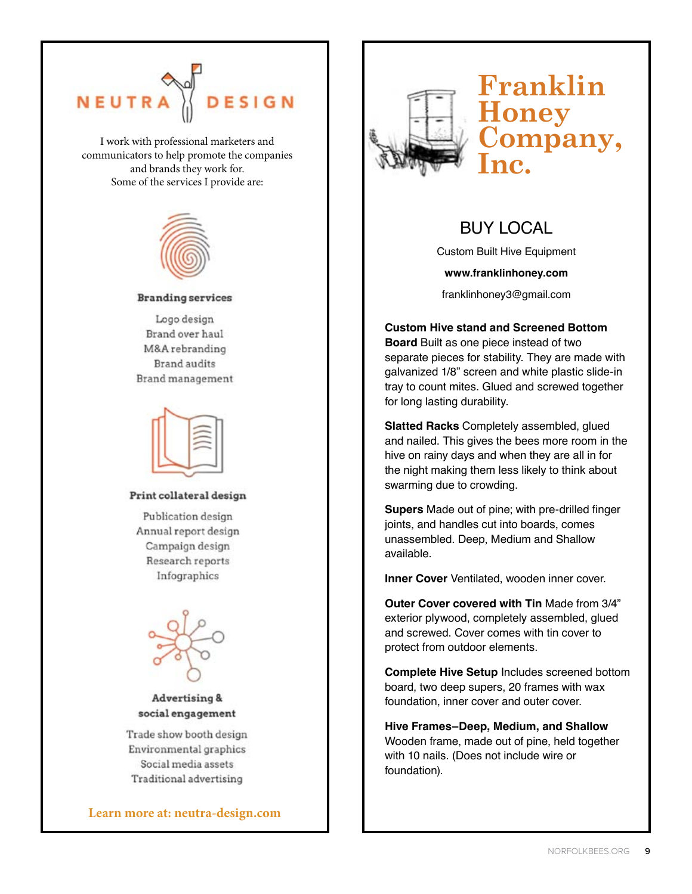# NEUTRA DESIGN

I work with professional marketers and communicators to help promote the companies and brands they work for.
Some of the services I provide are:

**Branding services**

Logo design
Brand over haul
M&A rebranding
Brand audits
Brand management

**Print collateral design**

Publication design
Annual report design
Campaign design
Research reports
Infographics

**Advertising & social engagement**

Trade show booth design
Environmental graphics
Social media assets
Traditional advertising

**Learn more at: neutra-design.com**

# Franklin Honey Company, Inc.

## BUY LOCAL

Custom Built Hive Equipment

**www.franklinhoney.com**

franklinhoney3@gmail.com

**Custom Hive stand and Screened Bottom Board** Built as one piece instead of two separate pieces for stability. They are made with galvanized 1/8" screen and white plastic slide-in tray to count mites. Glued and screwed together for long lasting durability.

**Slatted Racks** Completely assembled, glued and nailed. This gives the bees more room in the hive on rainy days and when they are all in for the night making them less likely to think about swarming due to crowding.

**Supers** Made out of pine; with pre-drilled finger joints, and handles cut into boards, comes unassembled. Deep, Medium and Shallow available.

**Inner Cover** Ventilated, wooden inner cover.

**Outer Cover covered with Tin** Made from 3/4" exterior plywood, completely assembled, glued and screwed. Cover comes with tin cover to protect from outdoor elements.

**Complete Hive Setup** Includes screened bottom board, two deep supers, 20 frames with wax foundation, inner cover and outer cover.

**Hive Frames–Deep, Medium, and Shallow** Wooden frame, made out of pine, held together with 10 nails. (Does not include wire or foundation).